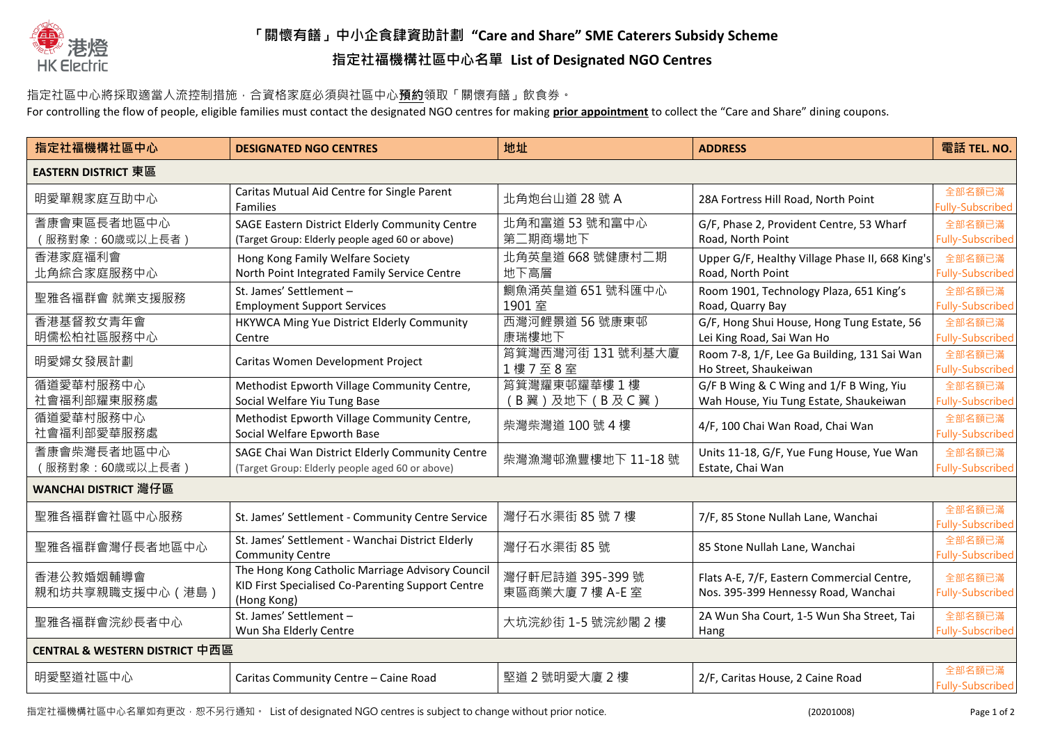# 「關懷有餚」中小企食肆資助計劃 "Care and Share" SME Caterers Subsidy Scheme

## 指定社福機構社區中心名單 List of Designated NGO Centres

指定社區中心將採取適當人流控制措施，合資格家庭必須與社區中心**預約**領取「關懷有餚」飲食券。

For controlling the flow of people, eligible families must contact the designated NGO centres for making **prior appointment** to collect the "Care and Share" dining coupons.

| 指定社福機構社區中心 | DESIGNATED NGO CENTRES | 地址 | ADDRESS | 電話 TEL. NO. |
|---|---|---|---|---|
| **EASTERN DISTRICT 東區** | | | | |
| 明愛單親家庭互助中心 | Caritas Mutual Aid Centre for Single Parent Families | 北角炮台山道 28 號 A | 28A Fortress Hill Road, North Point | 全部名額已滿 Fully-Subscribed |
| 耆康會東區長者地區中心（服務對象：60歲或以上長者） | SAGE Eastern District Elderly Community Centre (Target Group: Elderly people aged 60 or above) | 北角和富道 53 號和富中心第二期商場地下 | G/F, Phase 2, Provident Centre, 53 Wharf Road, North Point | 全部名額已滿 Fully-Subscribed |
| 香港家庭福利會北角綜合家庭服務中心 | Hong Kong Family Welfare Society North Point Integrated Family Service Centre | 北角英皇道 668 號健康村二期地下高層 | Upper G/F, Healthy Village Phase II, 668 King's Road, North Point | 全部名額已滿 Fully-Subscribed |
| 聖雅各福群會 就業支援服務 | St. James' Settlement – Employment Support Services | 鰂魚涌英皇道 651 號科匯中心 1901 室 | Room 1901, Technology Plaza, 651 King's Road, Quarry Bay | 全部名額已滿 Fully-Subscribed |
| 香港基督教女青年會明儒松柏社區服務中心 | HKYWCA Ming Yue District Elderly Community Centre | 西灣河鯉景道 56 號康東邨康瑞樓地下 | G/F, Hong Shui House, Hong Tung Estate, 56 Lei King Road, Sai Wan Ho | 全部名額已滿 Fully-Subscribed |
| 明愛婦女發展計劃 | Caritas Women Development Project | 筲箕灣西灣河街 131 號利基大廈 1 樓 7 至 8 室 | Room 7-8, 1/F, Lee Ga Building, 131 Sai Wan Ho Street, Shaukeiwan | 全部名額已滿 Fully-Subscribed |
| 循道愛華村服務中心社會福利部耀東服務處 | Methodist Epworth Village Community Centre, Social Welfare Yiu Tung Base | 筲箕灣耀東邨耀華樓 1 樓（B 翼）及地下（B 及 C 翼） | G/F B Wing & C Wing and 1/F B Wing, Yiu Wah House, Yiu Tung Estate, Shaukeiwan | 全部名額已滿 Fully-Subscribed |
| 循道愛華村服務中心社會福利部愛華服務處 | Methodist Epworth Village Community Centre, Social Welfare Epworth Base | 柴灣柴灣道 100 號 4 樓 | 4/F, 100 Chai Wan Road, Chai Wan | 全部名額已滿 Fully-Subscribed |
| 耆康會柴灣長者地區中心（服務對象：60歲或以上長者） | SAGE Chai Wan District Elderly Community Centre (Target Group: Elderly people aged 60 or above) | 柴灣漁灣邨漁豐樓地下 11-18 號 | Units 11-18, G/F, Yue Fung House, Yue Wan Estate, Chai Wan | 全部名額已滿 Fully-Subscribed |
| **WANCHAI DISTRICT 灣仔區** | | | | |
| 聖雅各福群會社區中心服務 | St. James' Settlement - Community Centre Service | 灣仔石水渠街 85 號 7 樓 | 7/F, 85 Stone Nullah Lane, Wanchai | 全部名額已滿 Fully-Subscribed |
| 聖雅各福群會灣仔長者地區中心 | St. James' Settlement - Wanchai District Elderly Community Centre | 灣仔石水渠街 85 號 | 85 Stone Nullah Lane, Wanchai | 全部名額已滿 Fully-Subscribed |
| 香港公教婚姻輔導會親和坊共享親職支援中心（港島） | The Hong Kong Catholic Marriage Advisory Council KID First Specialised Co-Parenting Support Centre (Hong Kong) | 灣仔軒尼詩道 395-399 號東區商業大廈 7 樓 A-E 室 | Flats A-E, 7/F, Eastern Commercial Centre, Nos. 395-399 Hennessy Road, Wanchai | 全部名額已滿 Fully-Subscribed |
| 聖雅各福群會浣紗長者中心 | St. James' Settlement – Wun Sha Elderly Centre | 大坑浣紗街 1-5 號浣紗閣 2 樓 | 2A Wun Sha Court, 1-5 Wun Sha Street, Tai Hang | 全部名額已滿 Fully-Subscribed |
| **CENTRAL & WESTERN DISTRICT 中西區** | | | | |
| 明愛堅道社區中心 | Caritas Community Centre – Caine Road | 堅道 2 號明愛大廈 2 樓 | 2/F, Caritas House, 2 Caine Road | 全部名額已滿 Fully-Subscribed |

指定社福機構社區中心名單如有更改，恕不另行通知。 List of designated NGO centres is subject to change without prior notice.

(20201008)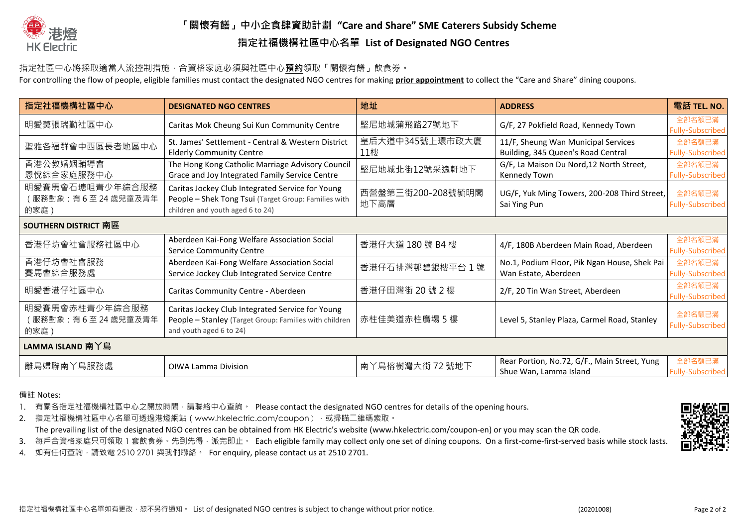# 「關懷有膳」中小企食肆資助計劃 "Care and Share" SME Caterers Subsidy Scheme

## 指定社福機構社區中心名單 List of Designated NGO Centres

指定社區中心將採取適當人流控制措施，合資格家庭必須與社區中心**預約**領取「關懷有膳」飲食券。

For controlling the flow of people, eligible families must contact the designated NGO centres for making **prior appointment** to collect the "Care and Share" dining coupons.

| 指定社福機構社區中心 | DESIGNATED NGO CENTRES | 地址 | ADDRESS | 電話 TEL. NO. |
|---|---|---|---|---|
| 明愛莫張瑞勤社區中心 | Caritas Mok Cheung Sui Kun Community Centre | 堅尼地城蒲飛路27號地下 | G/F, 27 Pokfield Road, Kennedy Town | 全部名額已滿 Fully-Subscribed |
| 聖雅各福群會中西區長者地區中心 | St. James' Settlement - Central & Western District Elderly Community Centre | 皇后大道中345號上環市政大廈11樓 | 11/F, Sheung Wan Municipal Services Building, 345 Queen's Road Central | 全部名額已滿 Fully-Subscribed |
| 香港公教婚姻輔導會 恩悅綜合家庭服務中心 | The Hong Kong Catholic Marriage Advisory Council Grace and Joy Integrated Family Service Centre | 堅尼地城北街12號采逸軒地下 | G/F, La Maison Du Nord,12 North Street, Kennedy Town | 全部名額已滿 Fully-Subscribed |
| 明愛賽馬會石塘咀青少年綜合服務（服務對象：有 6 至 24 歲兒童及青年的家庭） | Caritas Jockey Club Integrated Service for Young People – Shek Tong Tsui (Target Group: Families with children and youth aged 6 to 24) | 西營盤第三街200-208號毓明閣地下高層 | UG/F, Yuk Ming Towers, 200-208 Third Street, Sai Ying Pun | 全部名額已滿 Fully-Subscribed |
| **SOUTHERN DISTRICT 南區** | | | | |
| 香港仔坊會社會服務社區中心 | Aberdeen Kai-Fong Welfare Association Social Service Community Centre | 香港仔大道 180 號 B4 樓 | 4/F, 180B Aberdeen Main Road, Aberdeen | 全部名額已滿 Fully-Subscribed |
| 香港仔坊會社會服務 賽馬會綜合服務處 | Aberdeen Kai-Fong Welfare Association Social Service Jockey Club Integrated Service Centre | 香港仔石排灣邨碧銀樓平台 1 號 | No.1, Podium Floor, Pik Ngan House, Shek Pai Wan Estate, Aberdeen | 全部名額已滿 Fully-Subscribed |
| 明愛香港仔社區中心 | Caritas Community Centre - Aberdeen | 香港仔田灣街 20 號 2 樓 | 2/F, 20 Tin Wan Street, Aberdeen | 全部名額已滿 Fully-Subscribed |
| 明愛賽馬會赤柱青少年綜合服務（服務對象：有 6 至 24 歲兒童及青年的家庭） | Caritas Jockey Club Integrated Service for Young People – Stanley (Target Group: Families with children and youth aged 6 to 24) | 赤柱佳美道赤柱廣場 5 樓 | Level 5, Stanley Plaza, Carmel Road, Stanley | 全部名額已滿 Fully-Subscribed |
| **LAMMA ISLAND 南丫島** | | | | |
| 離島婦聯南丫島服務處 | OIWA Lamma Division | 南丫島榕樹灣大街 72 號地下 | Rear Portion, No.72, G/F., Main Street, Yung Shue Wan, Lamma Island | 全部名額已滿 Fully-Subscribed |

備註 Notes:

1. 有關各指定社福機構社區中心之開放時間，請聯絡中心查詢。 Please contact the designated NGO centres for details of the opening hours.
2. 指定社福機構社區中心名單可透過港燈網站（www.hkelectric.com/coupon），或掃瞄二維碼索取。
   The prevailing list of the designated NGO centres can be obtained from HK Electric's website (www.hkelectric.com/coupon-en) or you may scan the QR code.
3. 每戶合資格家庭只可領取 1 套飲食券。先到先得，派完即止。 Each eligible family may collect only one set of dining coupons. On a first-come-first-served basis while stock lasts.
4. 如有任何查詢，請致電 2510 2701 與我們聯絡。 For enquiry, please contact us at 2510 2701.

指定社福機構社區中心名單如有更改，恕不另行通知。 List of designated NGO centres is subject to change without prior notice.

(20201008)